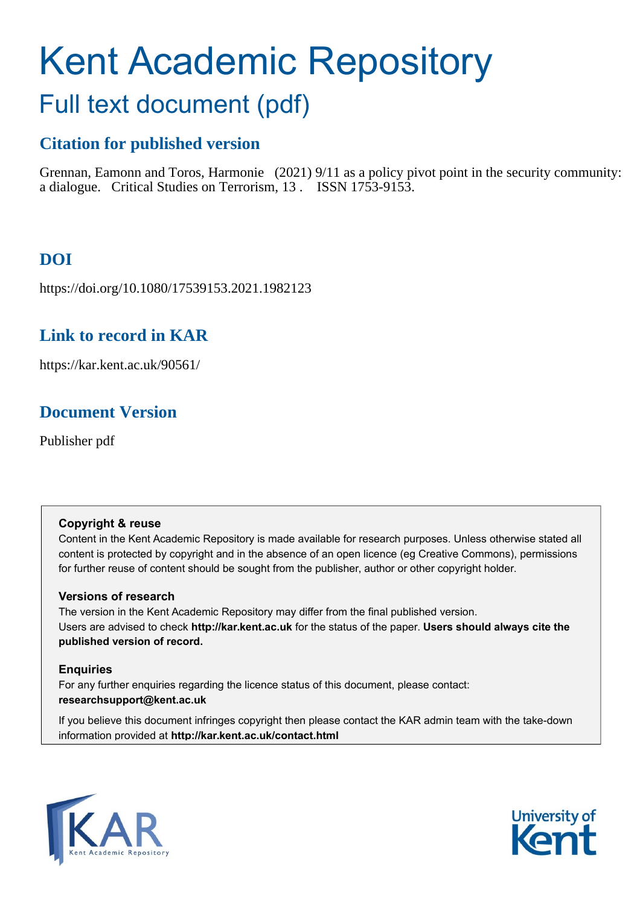# Kent Academic Repository

## Full text document (pdf)

### Citation for published version

Grennan, Eamonn and Toros, Harmonie (2021) 9/11 as a policy pivot point in the security community: a dialogue. Critical Studies on Terrorism, 13 . ISSN 1753-9153.

### DOI

https://doi.org/10.1080/17539153.2021.1982123

### Link to record in KAR

https://kar.kent.ac.uk/90561/

### Document Version

Publisher pdf

**Copyright & reuse**

Content in the Kent Academic Repository is made available for research purposes. Unless otherwise stated all content is protected by copyright and in the absence of an open licence (eg Creative Commons), permissions for further reuse of content should be sought from the publisher, author or other copyright holder.

**Versions of research**

The version in the Kent Academic Repository may differ from the final published version. Users are advised to check **http://kar.kent.ac.uk** for the status of the paper. **Users should always cite the published version of record.**

**Enquiries**

For any further enquiries regarding the licence status of this document, please contact: **researchsupport@kent.ac.uk**

If you believe this document infringes copyright then please contact the KAR admin team with the take-down information provided at **http://kar.kent.ac.uk/contact.html**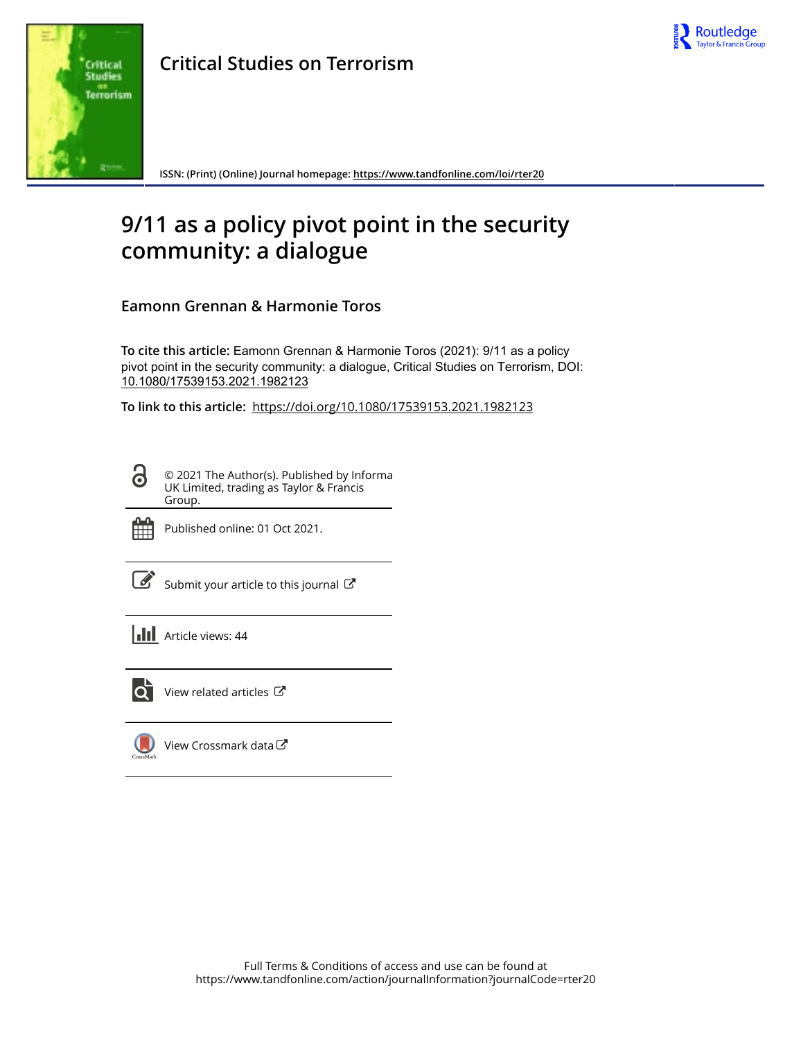# Critical Studies on Terrorism

ISSN: (Print) (Online) Journal homepage: https://www.tandfonline.com/loi/rter20

# 9/11 as a policy pivot point in the security community: a dialogue

## Eamonn Grennan & Harmonie Toros

**To cite this article:** Eamonn Grennan & Harmonie Toros (2021): 9/11 as a policy pivot point in the security community: a dialogue, Critical Studies on Terrorism, DOI: 10.1080/17539153.2021.1982123

**To link to this article:** https://doi.org/10.1080/17539153.2021.1982123

© 2021 The Author(s). Published by Informa UK Limited, trading as Taylor & Francis Group.

Published online: 01 Oct 2021.

Submit your article to this journal

Article views: 44

View related articles

View Crossmark data

Full Terms & Conditions of access and use can be found at https://www.tandfonline.com/action/journalInformation?journalCode=rter20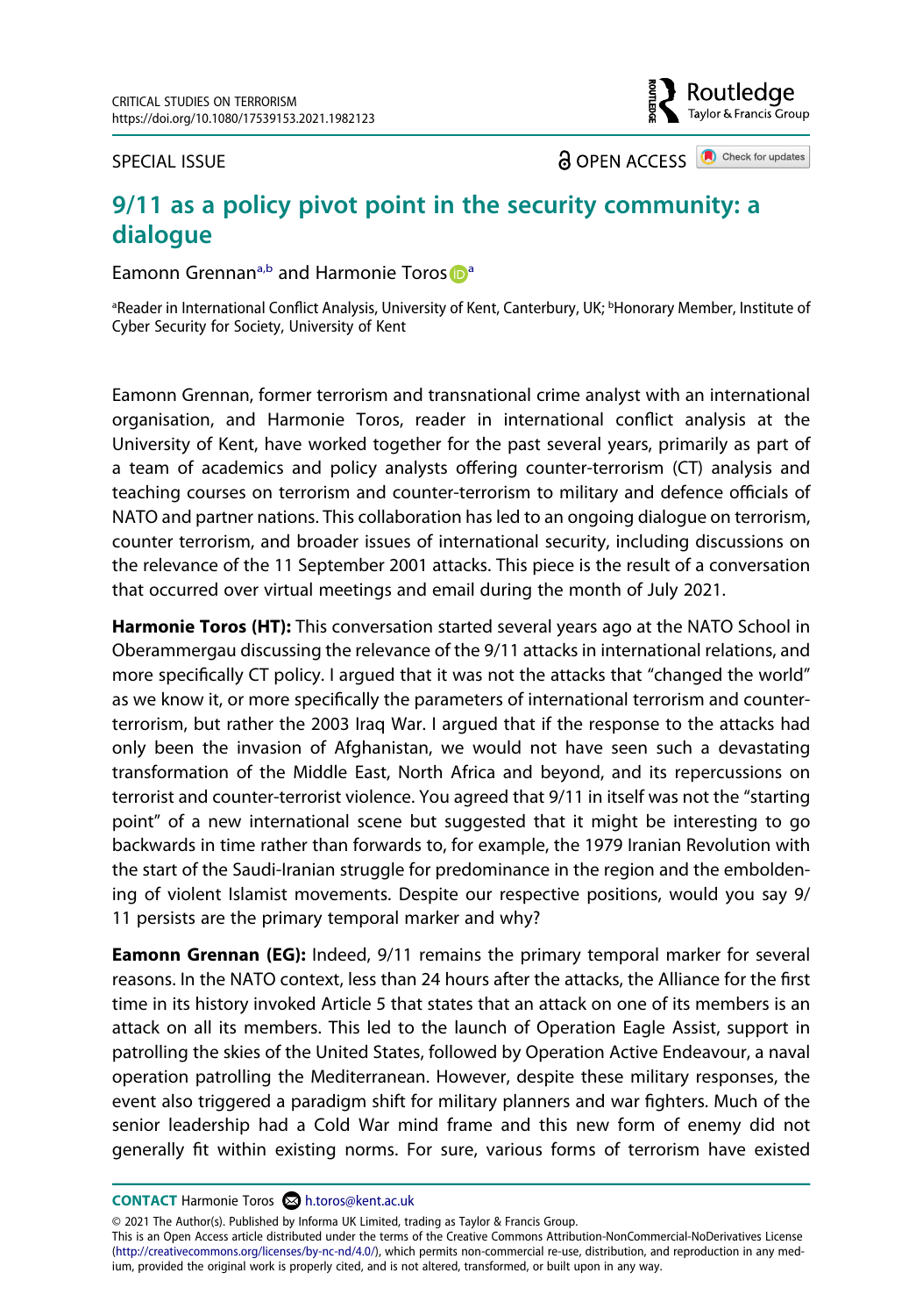SPECIAL ISSUE

OPEN ACCESS

# 9/11 as a policy pivot point in the security community: a dialogue

Eamonn Grennan[a,b] and Harmonie Toros[a]

[a]Reader in International Conflict Analysis, University of Kent, Canterbury, UK; [b]Honorary Member, Institute of Cyber Security for Society, University of Kent

Eamonn Grennan, former terrorism and transnational crime analyst with an international organisation, and Harmonie Toros, reader in international conflict analysis at the University of Kent, have worked together for the past several years, primarily as part of a team of academics and policy analysts offering counter-terrorism (CT) analysis and teaching courses on terrorism and counter-terrorism to military and defence officials of NATO and partner nations. This collaboration has led to an ongoing dialogue on terrorism, counter terrorism, and broader issues of international security, including discussions on the relevance of the 11 September 2001 attacks. This piece is the result of a conversation that occurred over virtual meetings and email during the month of July 2021.

**Harmonie Toros (HT):** This conversation started several years ago at the NATO School in Oberammergau discussing the relevance of the 9/11 attacks in international relations, and more specifically CT policy. I argued that it was not the attacks that "changed the world" as we know it, or more specifically the parameters of international terrorism and counter-terrorism, but rather the 2003 Iraq War. I argued that if the response to the attacks had only been the invasion of Afghanistan, we would not have seen such a devastating transformation of the Middle East, North Africa and beyond, and its repercussions on terrorist and counter-terrorist violence. You agreed that 9/11 in itself was not the "starting point" of a new international scene but suggested that it might be interesting to go backwards in time rather than forwards to, for example, the 1979 Iranian Revolution with the start of the Saudi-Iranian struggle for predominance in the region and the emboldening of violent Islamist movements. Despite our respective positions, would you say 9/11 persists are the primary temporal marker and why?

**Eamonn Grennan (EG):** Indeed, 9/11 remains the primary temporal marker for several reasons. In the NATO context, less than 24 hours after the attacks, the Alliance for the first time in its history invoked Article 5 that states that an attack on one of its members is an attack on all its members. This led to the launch of Operation Eagle Assist, support in patrolling the skies of the United States, followed by Operation Active Endeavour, a naval operation patrolling the Mediterranean. However, despite these military responses, the event also triggered a paradigm shift for military planners and war fighters. Much of the senior leadership had a Cold War mind frame and this new form of enemy did not generally fit within existing norms. For sure, various forms of terrorism have existed

**CONTACT** Harmonie Toros h.toros@kent.ac.uk

© 2021 The Author(s). Published by Informa UK Limited, trading as Taylor & Francis Group.
This is an Open Access article distributed under the terms of the Creative Commons Attribution-NonCommercial-NoDerivatives License (http://creativecommons.org/licenses/by-nc-nd/4.0/), which permits non-commercial re-use, distribution, and reproduction in any medium, provided the original work is properly cited, and is not altered, transformed, or built upon in any way.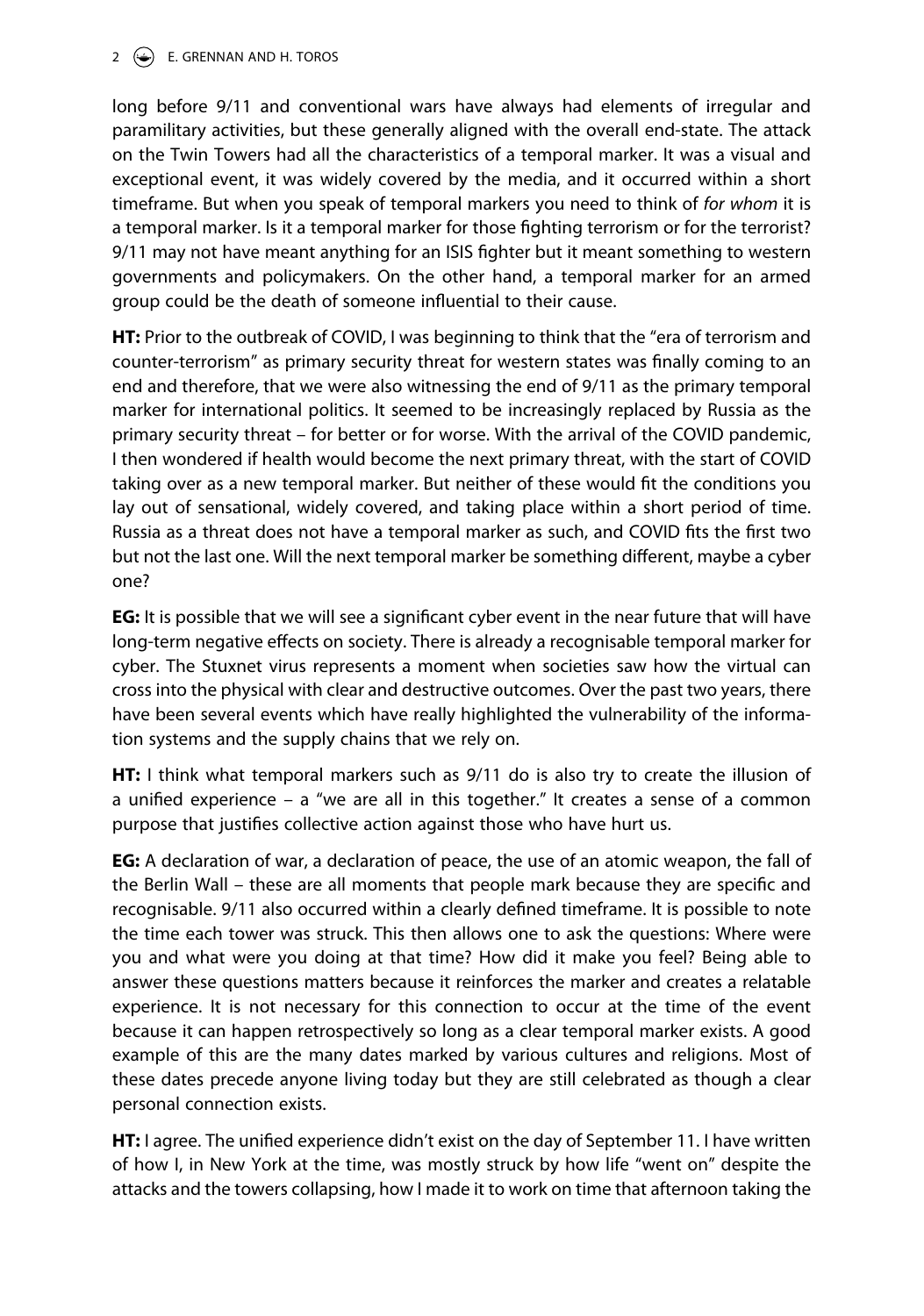long before 9/11 and conventional wars have always had elements of irregular and paramilitary activities, but these generally aligned with the overall end-state. The attack on the Twin Towers had all the characteristics of a temporal marker. It was a visual and exceptional event, it was widely covered by the media, and it occurred within a short timeframe. But when you speak of temporal markers you need to think of *for whom* it is a temporal marker. Is it a temporal marker for those fighting terrorism or for the terrorist? 9/11 may not have meant anything for an ISIS fighter but it meant something to western governments and policymakers. On the other hand, a temporal marker for an armed group could be the death of someone influential to their cause.

**HT:** Prior to the outbreak of COVID, I was beginning to think that the "era of terrorism and counter-terrorism" as primary security threat for western states was finally coming to an end and therefore, that we were also witnessing the end of 9/11 as the primary temporal marker for international politics. It seemed to be increasingly replaced by Russia as the primary security threat – for better or for worse. With the arrival of the COVID pandemic, I then wondered if health would become the next primary threat, with the start of COVID taking over as a new temporal marker. But neither of these would fit the conditions you lay out of sensational, widely covered, and taking place within a short period of time. Russia as a threat does not have a temporal marker as such, and COVID fits the first two but not the last one. Will the next temporal marker be something different, maybe a cyber one?

**EG:** It is possible that we will see a significant cyber event in the near future that will have long-term negative effects on society. There is already a recognisable temporal marker for cyber. The Stuxnet virus represents a moment when societies saw how the virtual can cross into the physical with clear and destructive outcomes. Over the past two years, there have been several events which have really highlighted the vulnerability of the information systems and the supply chains that we rely on.

**HT:** I think what temporal markers such as 9/11 do is also try to create the illusion of a unified experience – a "we are all in this together." It creates a sense of a common purpose that justifies collective action against those who have hurt us.

**EG:** A declaration of war, a declaration of peace, the use of an atomic weapon, the fall of the Berlin Wall – these are all moments that people mark because they are specific and recognisable. 9/11 also occurred within a clearly defined timeframe. It is possible to note the time each tower was struck. This then allows one to ask the questions: Where were you and what were you doing at that time? How did it make you feel? Being able to answer these questions matters because it reinforces the marker and creates a relatable experience. It is not necessary for this connection to occur at the time of the event because it can happen retrospectively so long as a clear temporal marker exists. A good example of this are the many dates marked by various cultures and religions. Most of these dates precede anyone living today but they are still celebrated as though a clear personal connection exists.

**HT:** I agree. The unified experience didn't exist on the day of September 11. I have written of how I, in New York at the time, was mostly struck by how life "went on" despite the attacks and the towers collapsing, how I made it to work on time that afternoon taking the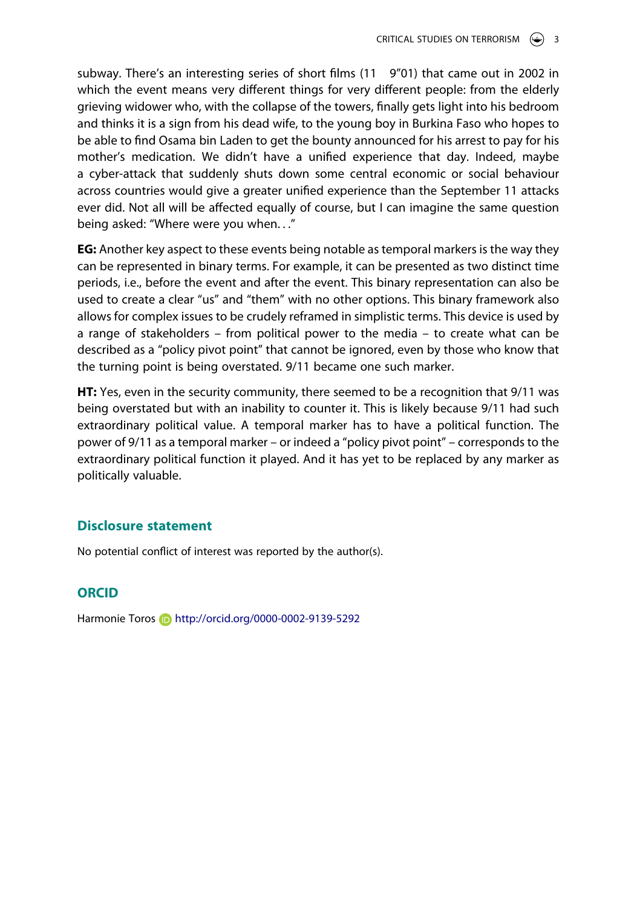subway. There's an interesting series of short films (11 9"01) that came out in 2002 in which the event means very different things for very different people: from the elderly grieving widower who, with the collapse of the towers, finally gets light into his bedroom and thinks it is a sign from his dead wife, to the young boy in Burkina Faso who hopes to be able to find Osama bin Laden to get the bounty announced for his arrest to pay for his mother's medication. We didn't have a unified experience that day. Indeed, maybe a cyber-attack that suddenly shuts down some central economic or social behaviour across countries would give a greater unified experience than the September 11 attacks ever did. Not all will be affected equally of course, but I can imagine the same question being asked: "Where were you when…"

**EG:** Another key aspect to these events being notable as temporal markers is the way they can be represented in binary terms. For example, it can be presented as two distinct time periods, i.e., before the event and after the event. This binary representation can also be used to create a clear "us" and "them" with no other options. This binary framework also allows for complex issues to be crudely reframed in simplistic terms. This device is used by a range of stakeholders – from political power to the media – to create what can be described as a "policy pivot point" that cannot be ignored, even by those who know that the turning point is being overstated. 9/11 became one such marker.

**HT:** Yes, even in the security community, there seemed to be a recognition that 9/11 was being overstated but with an inability to counter it. This is likely because 9/11 had such extraordinary political value. A temporal marker has to have a political function. The power of 9/11 as a temporal marker – or indeed a "policy pivot point" – corresponds to the extraordinary political function it played. And it has yet to be replaced by any marker as politically valuable.

## Disclosure statement

No potential conflict of interest was reported by the author(s).

## ORCID

Harmonie Toros http://orcid.org/0000-0002-9139-5292